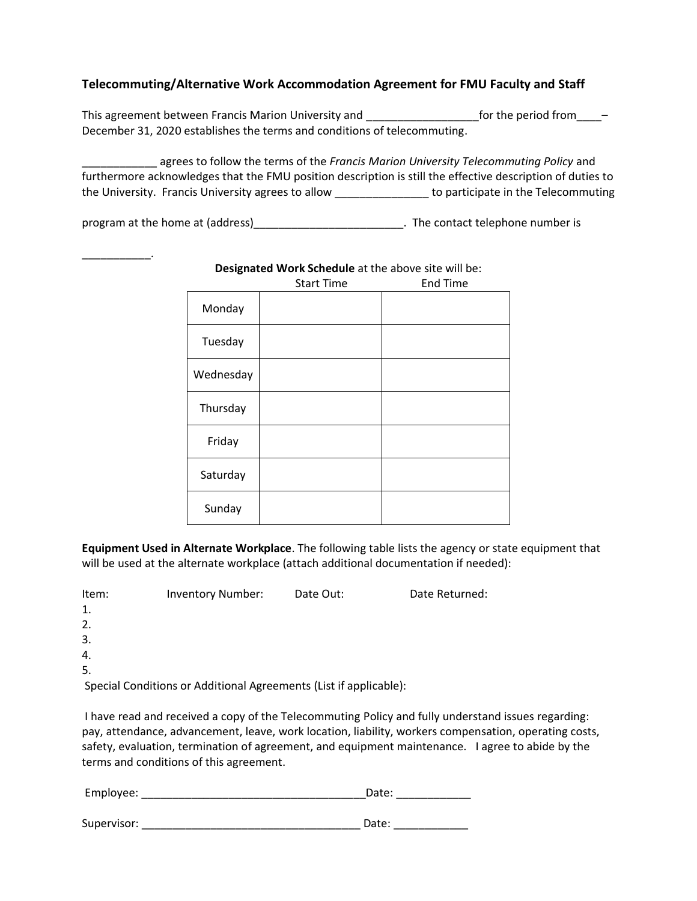## Telecommuting/Alternative Work Accommodation Agreement for FMU Faculty and Staff

This agreement between Francis Marion University and __________________for the period from____– December 31, 2020 establishes the terms and conditions of telecommuting.

____________ agrees to follow the terms of the *Francis Marion University Telecommuting Policy* and furthermore acknowledges that the FMU position description is still the effective description of duties to the University. Francis University agrees to allow _______________ to participate in the Telecommuting

program at the home at (address)________________________. The contact telephone number is

___________.

**Designated Work Schedule** at the above site will be:

| | Start Time | End Time |
|---|---|---|
| Monday | | |
| Tuesday | | |
| Wednesday | | |
| Thursday | | |
| Friday | | |
| Saturday | | |
| Sunday | | |

**Equipment Used in Alternate Workplace**. The following table lists the agency or state equipment that will be used at the alternate workplace (attach additional documentation if needed):

| Item: | Inventory Number: | Date Out: | Date Returned: |
|---|---|---|---|
| 1. | | | |
| 2. | | | |
| 3. | | | |
| 4. | | | |
| 5. | | | |

Special Conditions or Additional Agreements (List if applicable):

I have read and received a copy of the Telecommuting Policy and fully understand issues regarding: pay, attendance, advancement, leave, work location, liability, workers compensation, operating costs, safety, evaluation, termination of agreement, and equipment maintenance. I agree to abide by the terms and conditions of this agreement.

Employee: ____________________________________Date: ____________

Supervisor: ___________________________________ Date: ____________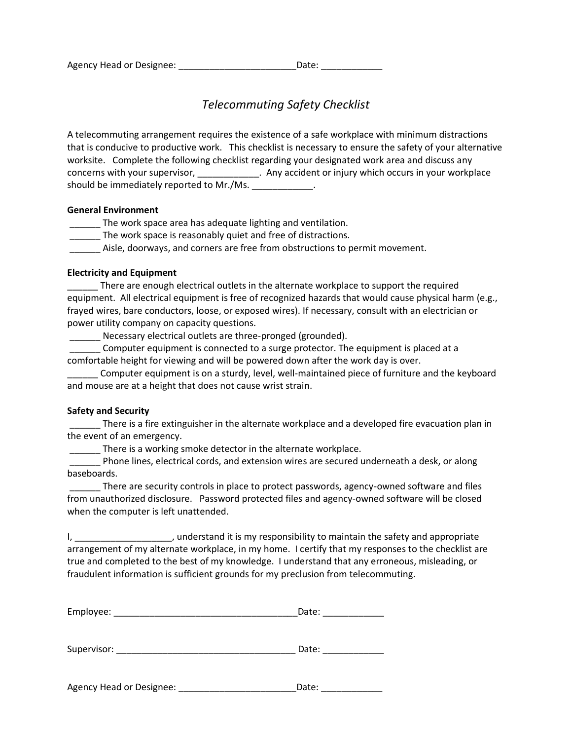Agency Head or Designee: _______________________Date: ____________

# *Telecommuting Safety Checklist*

A telecommuting arrangement requires the existence of a safe workplace with minimum distractions that is conducive to productive work. This checklist is necessary to ensure the safety of your alternative worksite. Complete the following checklist regarding your designated work area and discuss any concerns with your supervisor, ____________. Any accident or injury which occurs in your workplace should be immediately reported to Mr./Ms. ____________.

**General Environment**

______ The work space area has adequate lighting and ventilation.
______ The work space is reasonably quiet and free of distractions.
______ Aisle, doorways, and corners are free from obstructions to permit movement.

**Electricity and Equipment**

______ There are enough electrical outlets in the alternate workplace to support the required equipment. All electrical equipment is free of recognized hazards that would cause physical harm (e.g., frayed wires, bare conductors, loose, or exposed wires). If necessary, consult with an electrician or power utility company on capacity questions.
______ Necessary electrical outlets are three-pronged (grounded).
______ Computer equipment is connected to a surge protector. The equipment is placed at a comfortable height for viewing and will be powered down after the work day is over.
______ Computer equipment is on a sturdy, level, well-maintained piece of furniture and the keyboard and mouse are at a height that does not cause wrist strain.

**Safety and Security**

______ There is a fire extinguisher in the alternate workplace and a developed fire evacuation plan in the event of an emergency.
______ There is a working smoke detector in the alternate workplace.
______ Phone lines, electrical cords, and extension wires are secured underneath a desk, or along baseboards.
______ There are security controls in place to protect passwords, agency-owned software and files from unauthorized disclosure. Password protected files and agency-owned software will be closed when the computer is left unattended.

I, ___________________, understand it is my responsibility to maintain the safety and appropriate arrangement of my alternate workplace, in my home. I certify that my responses to the checklist are true and completed to the best of my knowledge. I understand that any erroneous, misleading, or fraudulent information is sufficient grounds for my preclusion from telecommuting.

Employee: ____________________________________Date: ____________

Supervisor: ___________________________________ Date: ____________

Agency Head or Designee: _______________________Date: ____________